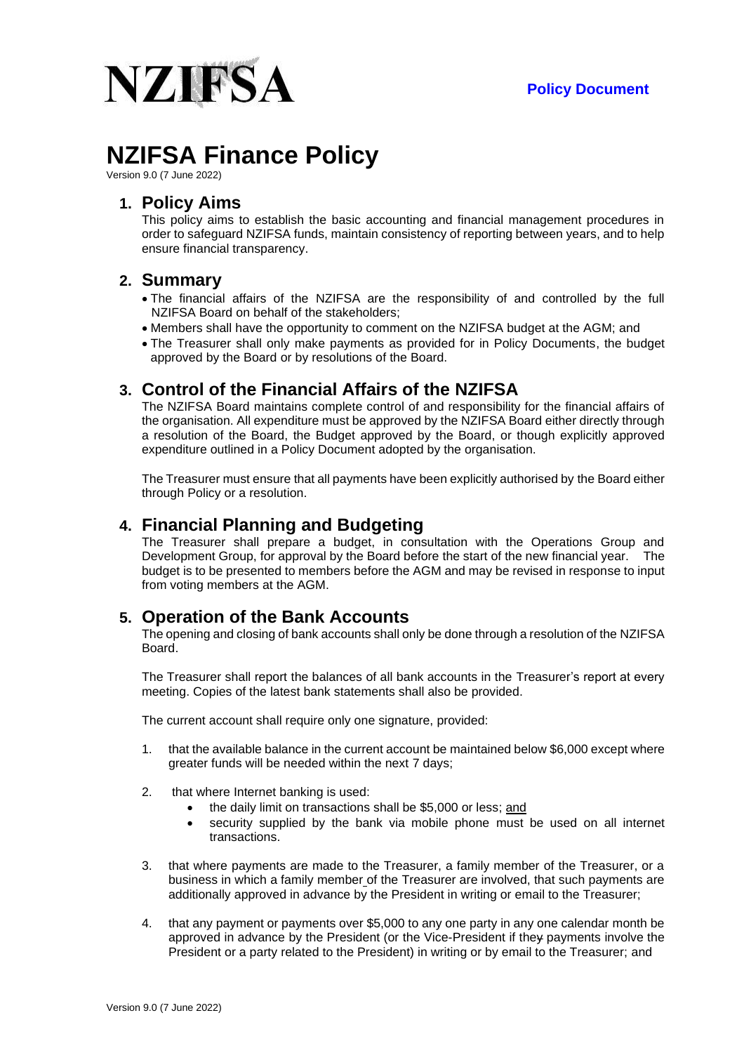NZIFSA

**Policy Document**

# NZIFSA Finance Policy

Version 9.0 (7 June 2022)

## 1. Policy Aims

This policy aims to establish the basic accounting and financial management procedures in order to safeguard NZIFSA funds, maintain consistency of reporting between years, and to help ensure financial transparency.

## 2. Summary

- The financial affairs of the NZIFSA are the responsibility of and controlled by the full NZIFSA Board on behalf of the stakeholders;
- Members shall have the opportunity to comment on the NZIFSA budget at the AGM; and
- The Treasurer shall only make payments as provided for in Policy Documents, the budget approved by the Board or by resolutions of the Board.

## 3. Control of the Financial Affairs of the NZIFSA

The NZIFSA Board maintains complete control of and responsibility for the financial affairs of the organisation. All expenditure must be approved by the NZIFSA Board either directly through a resolution of the Board, the Budget approved by the Board, or though explicitly approved expenditure outlined in a Policy Document adopted by the organisation.

The Treasurer must ensure that all payments have been explicitly authorised by the Board either through Policy or a resolution.

## 4. Financial Planning and Budgeting

The Treasurer shall prepare a budget, in consultation with the Operations Group and Development Group, for approval by the Board before the start of the new financial year. The budget is to be presented to members before the AGM and may be revised in response to input from voting members at the AGM.

## 5. Operation of the Bank Accounts

The opening and closing of bank accounts shall only be done through a resolution of the NZIFSA Board.

The Treasurer shall report the balances of all bank accounts in the Treasurer's report at every meeting. Copies of the latest bank statements shall also be provided.

The current account shall require only one signature, provided:

1. that the available balance in the current account be maintained below $6,000 except where greater funds will be needed within the next 7 days;
2. that where Internet banking is used:
   - the daily limit on transactions shall be $5,000 or less; and
   - security supplied by the bank via mobile phone must be used on all internet transactions.
3. that where payments are made to the Treasurer, a family member of the Treasurer, or a business in which a family member of the Treasurer are involved, that such payments are additionally approved in advance by the President in writing or email to the Treasurer;
4. that any payment or payments over $5,000 to any one party in any one calendar month be approved in advance by the President (or the Vice-President if they payments involve the President or a party related to the President) in writing or by email to the Treasurer; and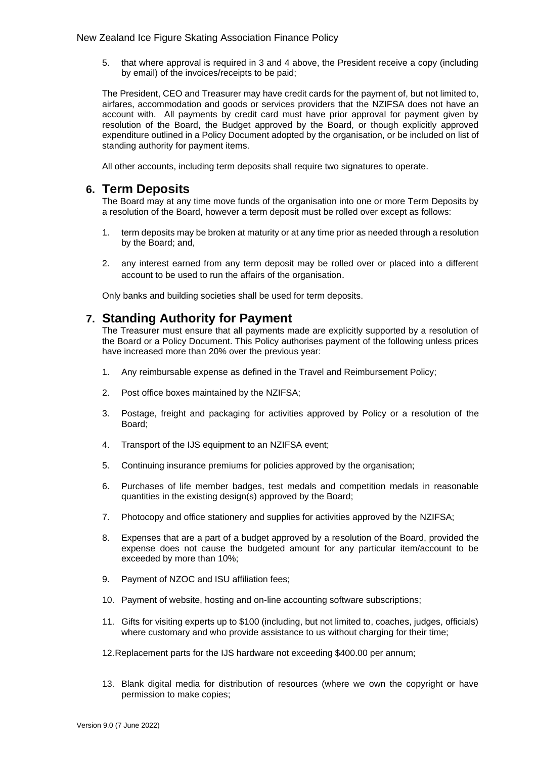5. that where approval is required in 3 and 4 above, the President receive a copy (including by email) of the invoices/receipts to be paid;

The President, CEO and Treasurer may have credit cards for the payment of, but not limited to, airfares, accommodation and goods or services providers that the NZIFSA does not have an account with. All payments by credit card must have prior approval for payment given by resolution of the Board, the Budget approved by the Board, or though explicitly approved expenditure outlined in a Policy Document adopted by the organisation, or be included on list of standing authority for payment items.

All other accounts, including term deposits shall require two signatures to operate.

## 6. Term Deposits

The Board may at any time move funds of the organisation into one or more Term Deposits by a resolution of the Board, however a term deposit must be rolled over except as follows:

1. term deposits may be broken at maturity or at any time prior as needed through a resolution by the Board; and,
2. any interest earned from any term deposit may be rolled over or placed into a different account to be used to run the affairs of the organisation.

Only banks and building societies shall be used for term deposits.

## 7. Standing Authority for Payment

The Treasurer must ensure that all payments made are explicitly supported by a resolution of the Board or a Policy Document. This Policy authorises payment of the following unless prices have increased more than 20% over the previous year:

1. Any reimbursable expense as defined in the Travel and Reimbursement Policy;
2. Post office boxes maintained by the NZIFSA;
3. Postage, freight and packaging for activities approved by Policy or a resolution of the Board;
4. Transport of the IJS equipment to an NZIFSA event;
5. Continuing insurance premiums for policies approved by the organisation;
6. Purchases of life member badges, test medals and competition medals in reasonable quantities in the existing design(s) approved by the Board;
7. Photocopy and office stationery and supplies for activities approved by the NZIFSA;
8. Expenses that are a part of a budget approved by a resolution of the Board, provided the expense does not cause the budgeted amount for any particular item/account to be exceeded by more than 10%;
9. Payment of NZOC and ISU affiliation fees;
10. Payment of website, hosting and on-line accounting software subscriptions;
11. Gifts for visiting experts up to $100 (including, but not limited to, coaches, judges, officials) where customary and who provide assistance to us without charging for their time;
12. Replacement parts for the IJS hardware not exceeding $400.00 per annum;
13. Blank digital media for distribution of resources (where we own the copyright or have permission to make copies;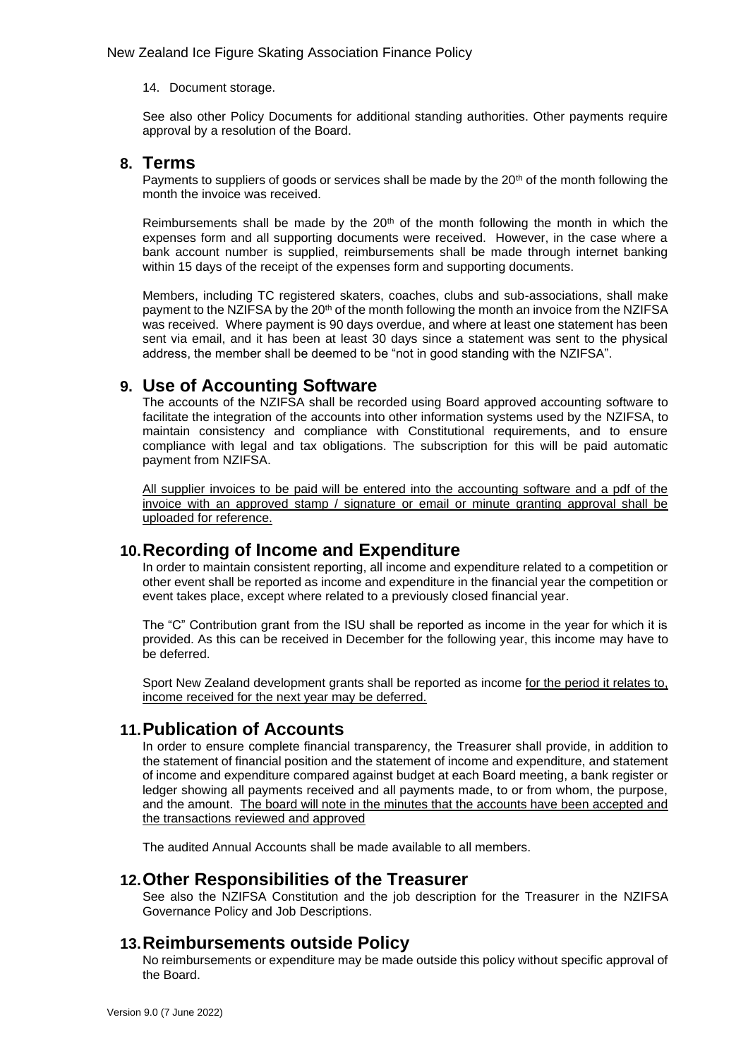14. Document storage.

See also other Policy Documents for additional standing authorities. Other payments require approval by a resolution of the Board.

## 8. Terms

Payments to suppliers of goods or services shall be made by the 20th of the month following the month the invoice was received.

Reimbursements shall be made by the 20th of the month following the month in which the expenses form and all supporting documents were received. However, in the case where a bank account number is supplied, reimbursements shall be made through internet banking within 15 days of the receipt of the expenses form and supporting documents.

Members, including TC registered skaters, coaches, clubs and sub-associations, shall make payment to the NZIFSA by the 20th of the month following the month an invoice from the NZIFSA was received. Where payment is 90 days overdue, and where at least one statement has been sent via email, and it has been at least 30 days since a statement was sent to the physical address, the member shall be deemed to be "not in good standing with the NZIFSA".

## 9. Use of Accounting Software

The accounts of the NZIFSA shall be recorded using Board approved accounting software to facilitate the integration of the accounts into other information systems used by the NZIFSA, to maintain consistency and compliance with Constitutional requirements, and to ensure compliance with legal and tax obligations. The subscription for this will be paid automatic payment from NZIFSA.

All supplier invoices to be paid will be entered into the accounting software and a pdf of the invoice with an approved stamp / signature or email or minute granting approval shall be uploaded for reference.

## 10. Recording of Income and Expenditure

In order to maintain consistent reporting, all income and expenditure related to a competition or other event shall be reported as income and expenditure in the financial year the competition or event takes place, except where related to a previously closed financial year.

The "C" Contribution grant from the ISU shall be reported as income in the year for which it is provided. As this can be received in December for the following year, this income may have to be deferred.

Sport New Zealand development grants shall be reported as income for the period it relates to, income received for the next year may be deferred.

## 11. Publication of Accounts

In order to ensure complete financial transparency, the Treasurer shall provide, in addition to the statement of financial position and the statement of income and expenditure, and statement of income and expenditure compared against budget at each Board meeting, a bank register or ledger showing all payments received and all payments made, to or from whom, the purpose, and the amount. The board will note in the minutes that the accounts have been accepted and the transactions reviewed and approved

The audited Annual Accounts shall be made available to all members.

## 12. Other Responsibilities of the Treasurer

See also the NZIFSA Constitution and the job description for the Treasurer in the NZIFSA Governance Policy and Job Descriptions.

## 13. Reimbursements outside Policy

No reimbursements or expenditure may be made outside this policy without specific approval of the Board.